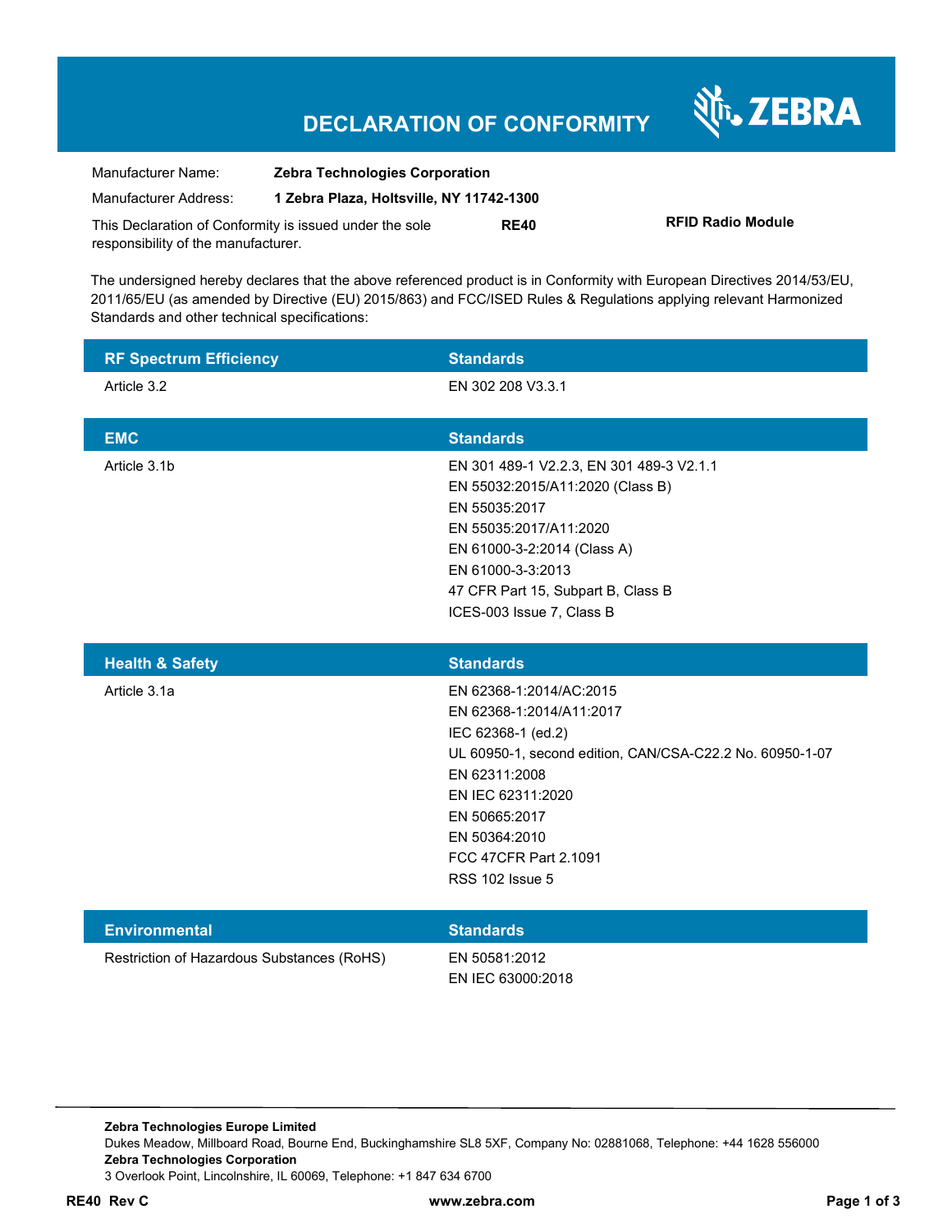# DECLARATION OF CONFORMITY

ZEBRA

| | |
|---|---|
| Manufacturer Name: | **Zebra Technologies Corporation** |
| Manufacturer Address: | **1 Zebra Plaza, Holtsville, NY 11742-1300** |

This Declaration of Conformity is issued under the sole responsibility of the manufacturer. **RE40** **RFID Radio Module**

The undersigned hereby declares that the above referenced product is in Conformity with European Directives 2014/53/EU, 2011/65/EU (as amended by Directive (EU) 2015/863) and FCC/ISED Rules & Regulations applying relevant Harmonized Standards and other technical specifications:

| RF Spectrum Efficiency | Standards |
|---|---|
| Article 3.2 | EN 302 208 V3.3.1 |

| EMC | Standards |
|---|---|
| Article 3.1b | EN 301 489-1 V2.2.3, EN 301 489-3 V2.1.1<br>EN 55032:2015/A11:2020 (Class B)<br>EN 55035:2017<br>EN 55035:2017/A11:2020<br>EN 61000-3-2:2014 (Class A)<br>EN 61000-3-3:2013<br>47 CFR Part 15, Subpart B, Class B<br>ICES-003 Issue 7, Class B |

| Health & Safety | Standards |
|---|---|
| Article 3.1a | EN 62368-1:2014/AC:2015<br>EN 62368-1:2014/A11:2017<br>IEC 62368-1 (ed.2)<br>UL 60950-1, second edition, CAN/CSA-C22.2 No. 60950-1-07<br>EN 62311:2008<br>EN IEC 62311:2020<br>EN 50665:2017<br>EN 50364:2010<br>FCC 47CFR Part 2.1091<br>RSS 102 Issue 5 |

| Environmental | Standards |
|---|---|
| Restriction of Hazardous Substances (RoHS) | EN 50581:2012<br>EN IEC 63000:2018 |

**Zebra Technologies Europe Limited**
Dukes Meadow, Millboard Road, Bourne End, Buckinghamshire SL8 5XF, Company No: 02881068, Telephone: +44 1628 556000
**Zebra Technologies Corporation**
3 Overlook Point, Lincolnshire, IL 60069, Telephone: +1 847 634 6700

**RE40 Rev C** **www.zebra.com**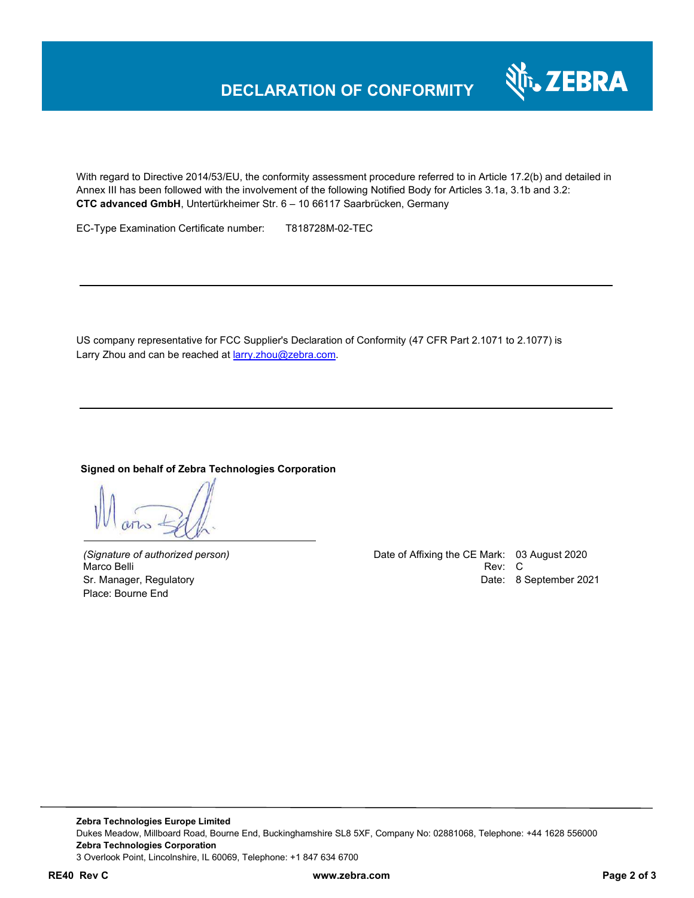# DECLARATION OF CONFORMITY

With regard to Directive 2014/53/EU, the conformity assessment procedure referred to in Article 17.2(b) and detailed in Annex III has been followed with the involvement of the following Notified Body for Articles 3.1a, 3.1b and 3.2:
**CTC advanced GmbH**, Untertürkheimer Str. 6 – 10 66117 Saarbrücken, Germany

EC-Type Examination Certificate number: T818728M-02-TEC

---

US company representative for FCC Supplier's Declaration of Conformity (47 CFR Part 2.1071 to 2.1077) is Larry Zhou and can be reached at larry.zhou@zebra.com.

---

**Signed on behalf of Zebra Technologies Corporation**

*(Signature of authorized person)*
Marco Belli
Sr. Manager, Regulatory
Place: Bourne End

Date of Affixing the CE Mark: 03 August 2020
Rev: C
Date: 8 September 2021

**Zebra Technologies Europe Limited**
Dukes Meadow, Millboard Road, Bourne End, Buckinghamshire SL8 5XF, Company No: 02881068, Telephone: +44 1628 556000
**Zebra Technologies Corporation**
3 Overlook Point, Lincolnshire, IL 60069, Telephone: +1 847 634 6700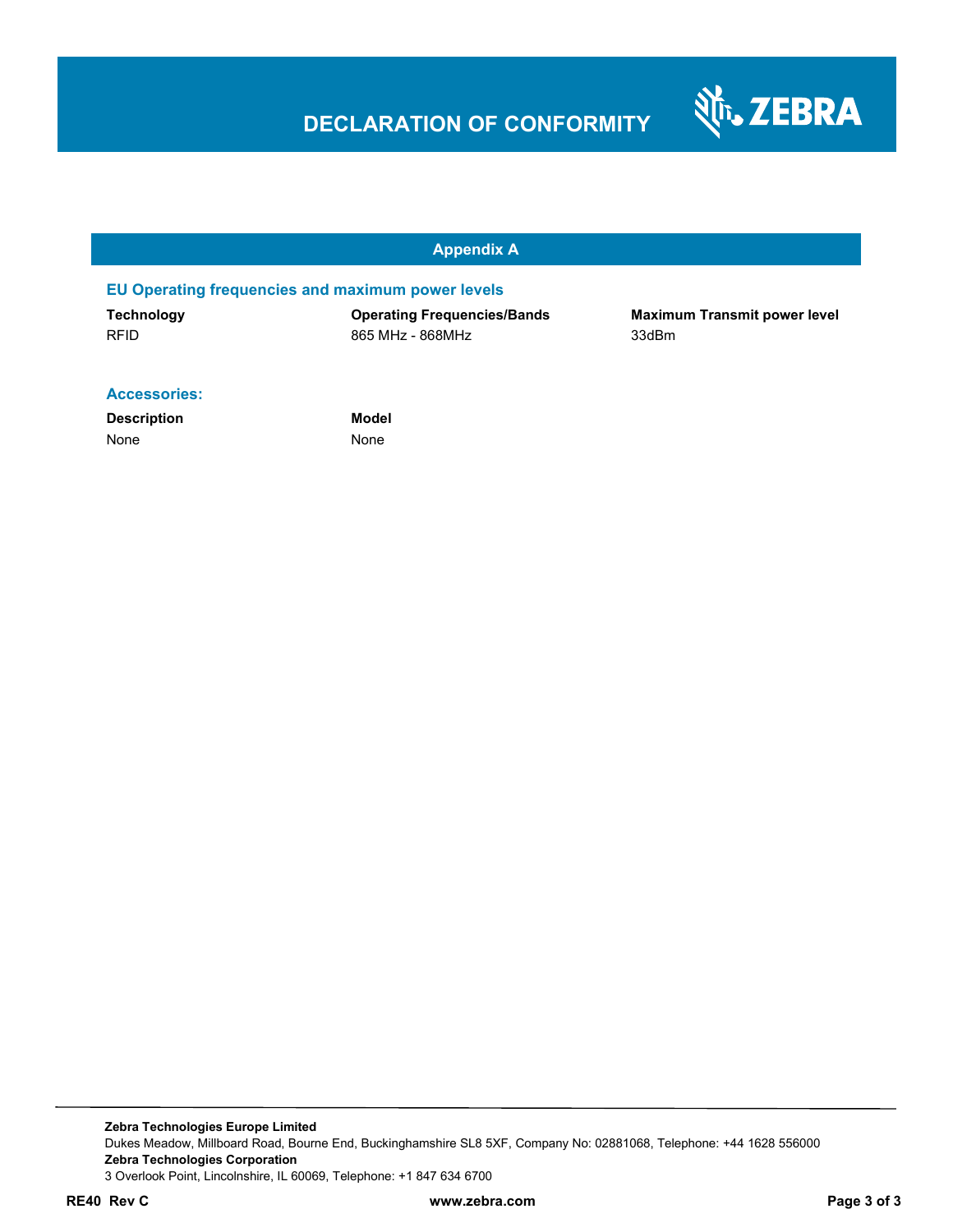# DECLARATION OF CONFORMITY

## Appendix A

### EU Operating frequencies and maximum power levels

| Technology | Operating Frequencies/Bands | Maximum Transmit power level |
|---|---|---|
| RFID | 865 MHz - 868MHz | 33dBm |

### Accessories:

| Description | Model |
|---|---|
| None | None |

**Zebra Technologies Europe Limited**
Dukes Meadow, Millboard Road, Bourne End, Buckinghamshire SL8 5XF, Company No: 02881068, Telephone: +44 1628 556000
**Zebra Technologies Corporation**
3 Overlook Point, Lincolnshire, IL 60069, Telephone: +1 847 634 6700

**RE40 Rev C** **www.zebra.com**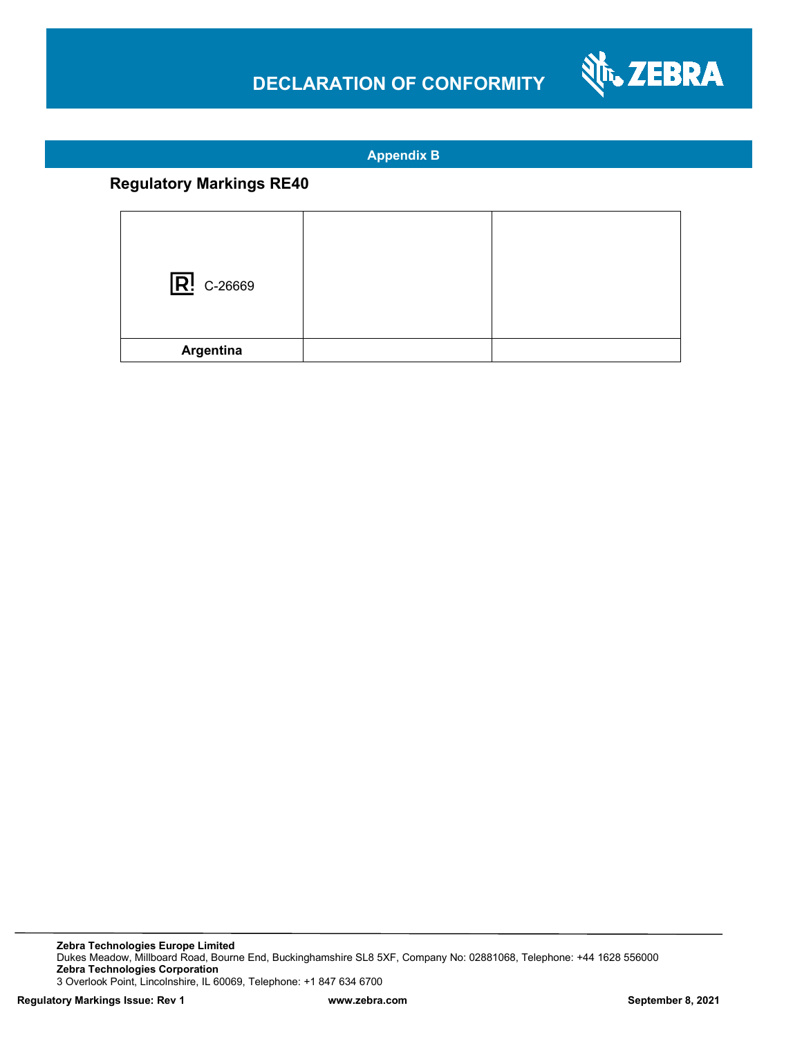## Appendix B

## Regulatory Markings RE40

| | | |
|---|---|---|
| R! C-26669 | | |
| **Argentina** | | |

**Zebra Technologies Europe Limited**
Dukes Meadow, Millboard Road, Bourne End, Buckinghamshire SL8 5XF, Company No: 02881068, Telephone: +44 1628 556000
**Zebra Technologies Corporation**
3 Overlook Point, Lincolnshire, IL 60069, Telephone: +1 847 634 6700